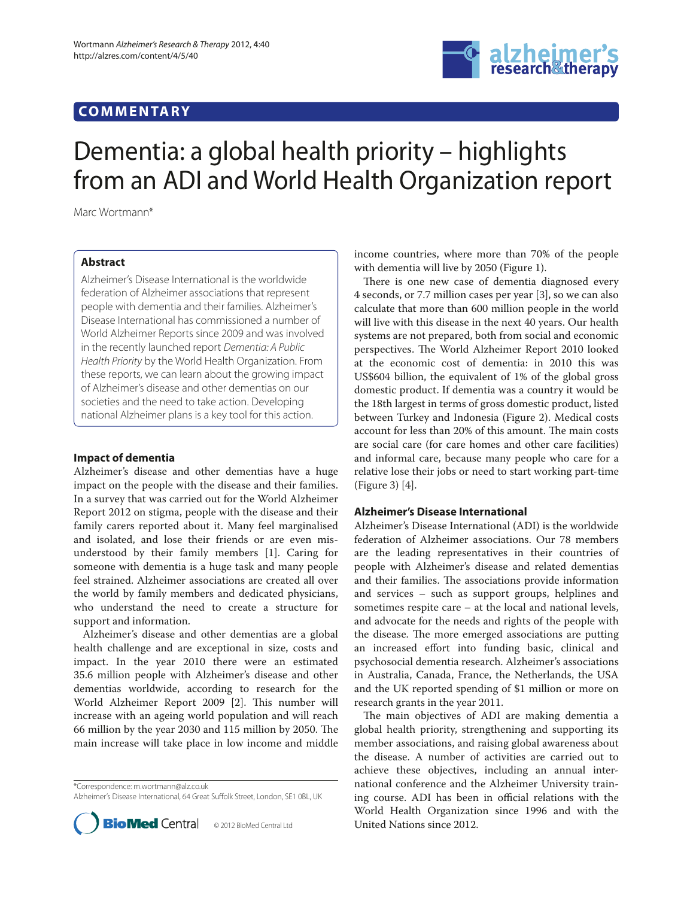COMMENTARY

# Dementia: a global health priority – highlights from an ADI and World Health Organization report

Marc Wortmann*

## Abstract

Alzheimer's Disease International is the worldwide federation of Alzheimer associations that represent people with dementia and their families. Alzheimer's Disease International has commissioned a number of World Alzheimer Reports since 2009 and was involved in the recently launched report *Dementia: A Public Health Priority* by the World Health Organization. From these reports, we can learn about the growing impact of Alzheimer's disease and other dementias on our societies and the need to take action. Developing national Alzheimer plans is a key tool for this action.

## Impact of dementia

Alzheimer's disease and other dementias have a huge impact on the people with the disease and their families. In a survey that was carried out for the World Alzheimer Report 2012 on stigma, people with the disease and their family carers reported about it. Many feel marginalised and isolated, and lose their friends or are even misunderstood by their family members [1]. Caring for someone with dementia is a huge task and many people feel strained. Alzheimer associations are created all over the world by family members and dedicated physicians, who understand the need to create a structure for support and information.

Alzheimer's disease and other dementias are a global health challenge and are exceptional in size, costs and impact. In the year 2010 there were an estimated 35.6 million people with Alzheimer's disease and other dementias worldwide, according to research for the World Alzheimer Report 2009 [2]. This number will increase with an ageing world population and will reach 66 million by the year 2030 and 115 million by 2050. The main increase will take place in low income and middle income countries, where more than 70% of the people with dementia will live by 2050 (Figure 1).

There is one new case of dementia diagnosed every 4 seconds, or 7.7 million cases per year [3], so we can also calculate that more than 600 million people in the world will live with this disease in the next 40 years. Our health systems are not prepared, both from social and economic perspectives. The World Alzheimer Report 2010 looked at the economic cost of dementia: in 2010 this was US$604 billion, the equivalent of 1% of the global gross domestic product. If dementia was a country it would be the 18th largest in terms of gross domestic product, listed between Turkey and Indonesia (Figure 2). Medical costs account for less than 20% of this amount. The main costs are social care (for care homes and other care facilities) and informal care, because many people who care for a relative lose their jobs or need to start working part-time (Figure 3) [4].

## Alzheimer's Disease International

Alzheimer's Disease International (ADI) is the worldwide federation of Alzheimer associations. Our 78 members are the leading representatives in their countries of people with Alzheimer's disease and related dementias and their families. The associations provide information and services – such as support groups, helplines and sometimes respite care – at the local and national levels, and advocate for the needs and rights of the people with the disease. The more emerged associations are putting an increased effort into funding basic, clinical and psychosocial dementia research. Alzheimer's associations in Australia, Canada, France, the Netherlands, the USA and the UK reported spending of $1 million or more on research grants in the year 2011.

The main objectives of ADI are making dementia a global health priority, strengthening and supporting its member associations, and raising global awareness about the disease. A number of activities are carried out to achieve these objectives, including an annual international conference and the Alzheimer University training course. ADI has been in official relations with the World Health Organization since 1996 and with the United Nations since 2012.

*Correspondence: m.wortmann@alz.co.uk
Alzheimer's Disease International, 64 Great Suffolk Street, London, SE1 0BL, UK

© 2012 BioMed Central Ltd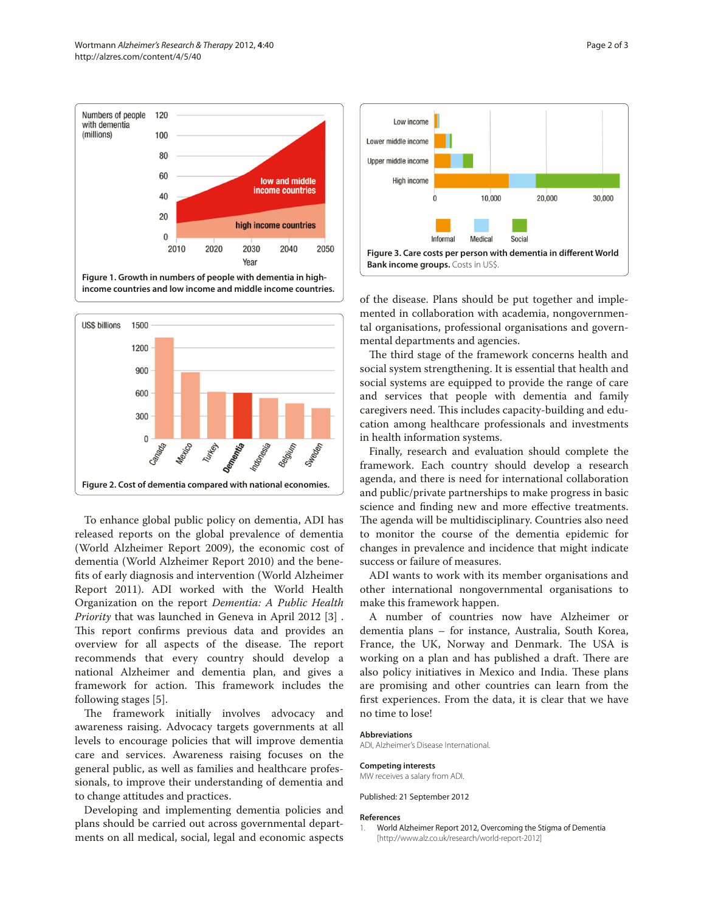Figure 1. Growth in numbers of people with dementia in high-income countries and low income and middle income countries.

Figure 2. Cost of dementia compared with national economies.

To enhance global public policy on dementia, ADI has released reports on the global prevalence of dementia (World Alzheimer Report 2009), the economic cost of dementia (World Alzheimer Report 2010) and the benefits of early diagnosis and intervention (World Alzheimer Report 2011). ADI worked with the World Health Organization on the report *Dementia: A Public Health Priority* that was launched in Geneva in April 2012 [3] . This report confirms previous data and provides an overview for all aspects of the disease. The report recommends that every country should develop a national Alzheimer and dementia plan, and gives a framework for action. This framework includes the following stages [5].

The framework initially involves advocacy and awareness raising. Advocacy targets governments at all levels to encourage policies that will improve dementia care and services. Awareness raising focuses on the general public, as well as families and healthcare professionals, to improve their understanding of dementia and to change attitudes and practices.

Developing and implementing dementia policies and plans should be carried out across governmental departments on all medical, social, legal and economic aspects of the disease. Plans should be put together and implemented in collaboration with academia, nongovernmental organisations, professional organisations and governmental departments and agencies.

The third stage of the framework concerns health and social system strengthening. It is essential that health and social systems are equipped to provide the range of care and services that people with dementia and family caregivers need. This includes capacity-building and education among healthcare professionals and investments in health information systems.

Finally, research and evaluation should complete the framework. Each country should develop a research agenda, and there is need for international collaboration and public/private partnerships to make progress in basic science and finding new and more effective treatments. The agenda will be multidisciplinary. Countries also need to monitor the course of the dementia epidemic for changes in prevalence and incidence that might indicate success or failure of measures.

ADI wants to work with its member organisations and other international nongovernmental organisations to make this framework happen.

A number of countries now have Alzheimer or dementia plans – for instance, Australia, South Korea, France, the UK, Norway and Denmark. The USA is working on a plan and has published a draft. There are also policy initiatives in Mexico and India. These plans are promising and other countries can learn from the first experiences. From the data, it is clear that we have no time to lose!

Figure 3. Care costs per person with dementia in different World Bank income groups. Costs in US$.

#### Abbreviations

ADI, Alzheimer's Disease International.

#### Competing interests

MW receives a salary from ADI.

Published: 21 September 2012

#### References

1. World Alzheimer Report 2012, Overcoming the Stigma of Dementia [http://www.alz.co.uk/research/world-report-2012]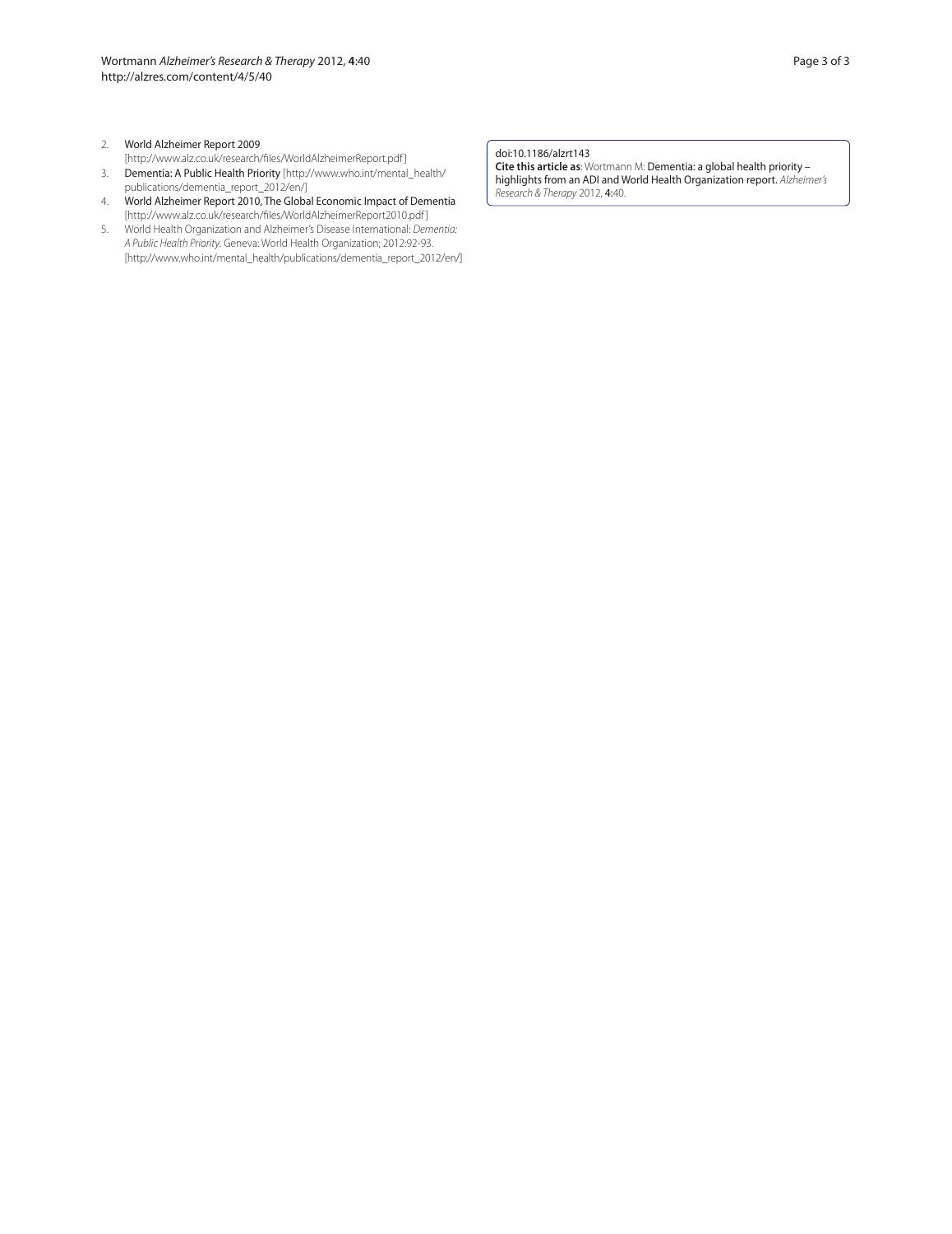2. World Alzheimer Report 2009 [http://www.alz.co.uk/research/files/WorldAlzheimerReport.pdf]
3. Dementia: A Public Health Priority [http://www.who.int/mental_health/publications/dementia_report_2012/en/]
4. World Alzheimer Report 2010, The Global Economic Impact of Dementia [http://www.alz.co.uk/research/files/WorldAlzheimerReport2010.pdf]
5. World Health Organization and Alzheimer's Disease International: *Dementia: A Public Health Priority*. Geneva: World Health Organization; 2012:92-93. [http://www.who.int/mental_health/publications/dementia_report_2012/en/]

doi:10.1186/alzrt143
**Cite this article as**: Wortmann M: Dementia: a global health priority – highlights from an ADI and World Health Organization report. *Alzheimer's Research & Therapy* 2012, **4**:40.